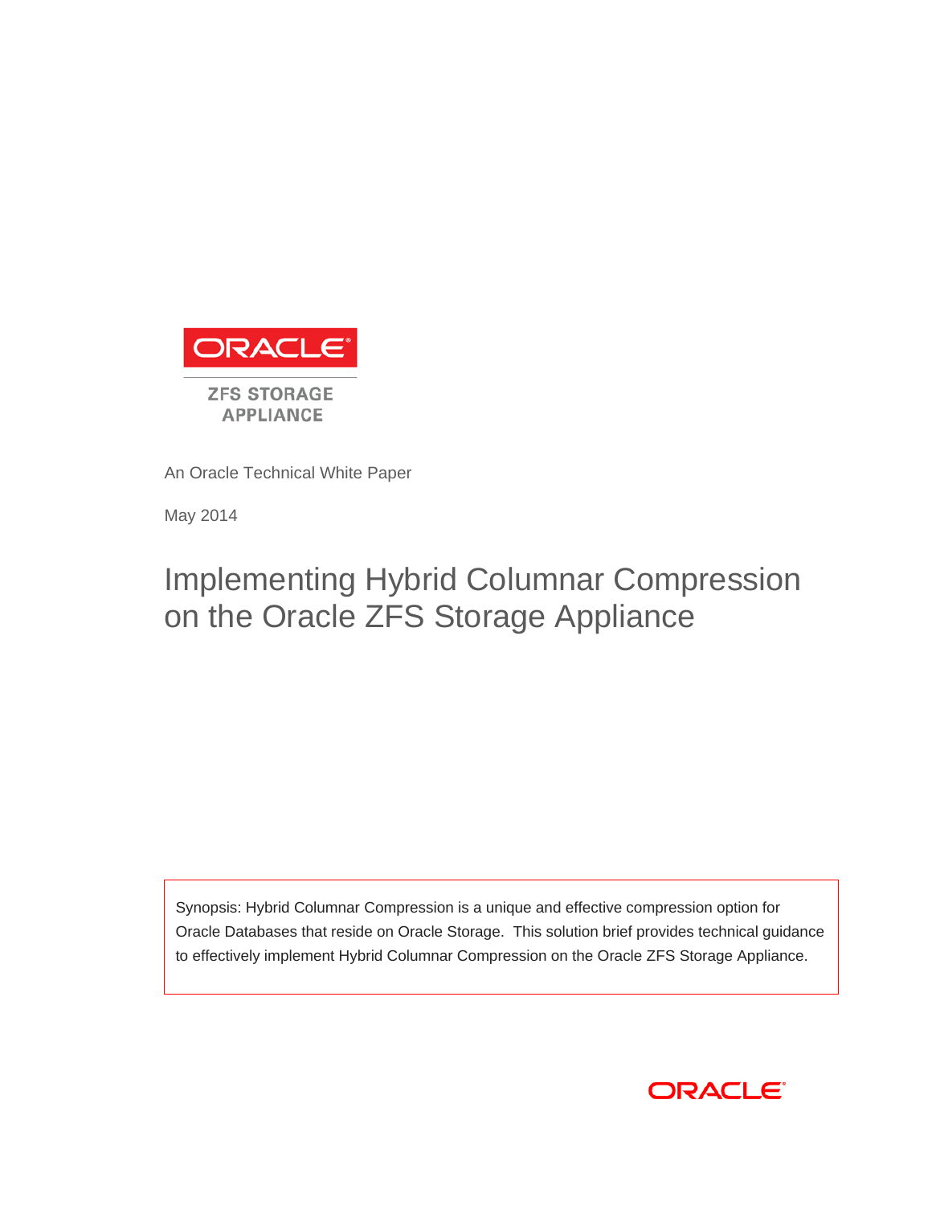ORACLE

ZFS STORAGE APPLIANCE

An Oracle Technical White Paper

May 2014

# Implementing Hybrid Columnar Compression on the Oracle ZFS Storage Appliance

Synopsis: Hybrid Columnar Compression is a unique and effective compression option for Oracle Databases that reside on Oracle Storage. This solution brief provides technical guidance to effectively implement Hybrid Columnar Compression on the Oracle ZFS Storage Appliance.

ORACLE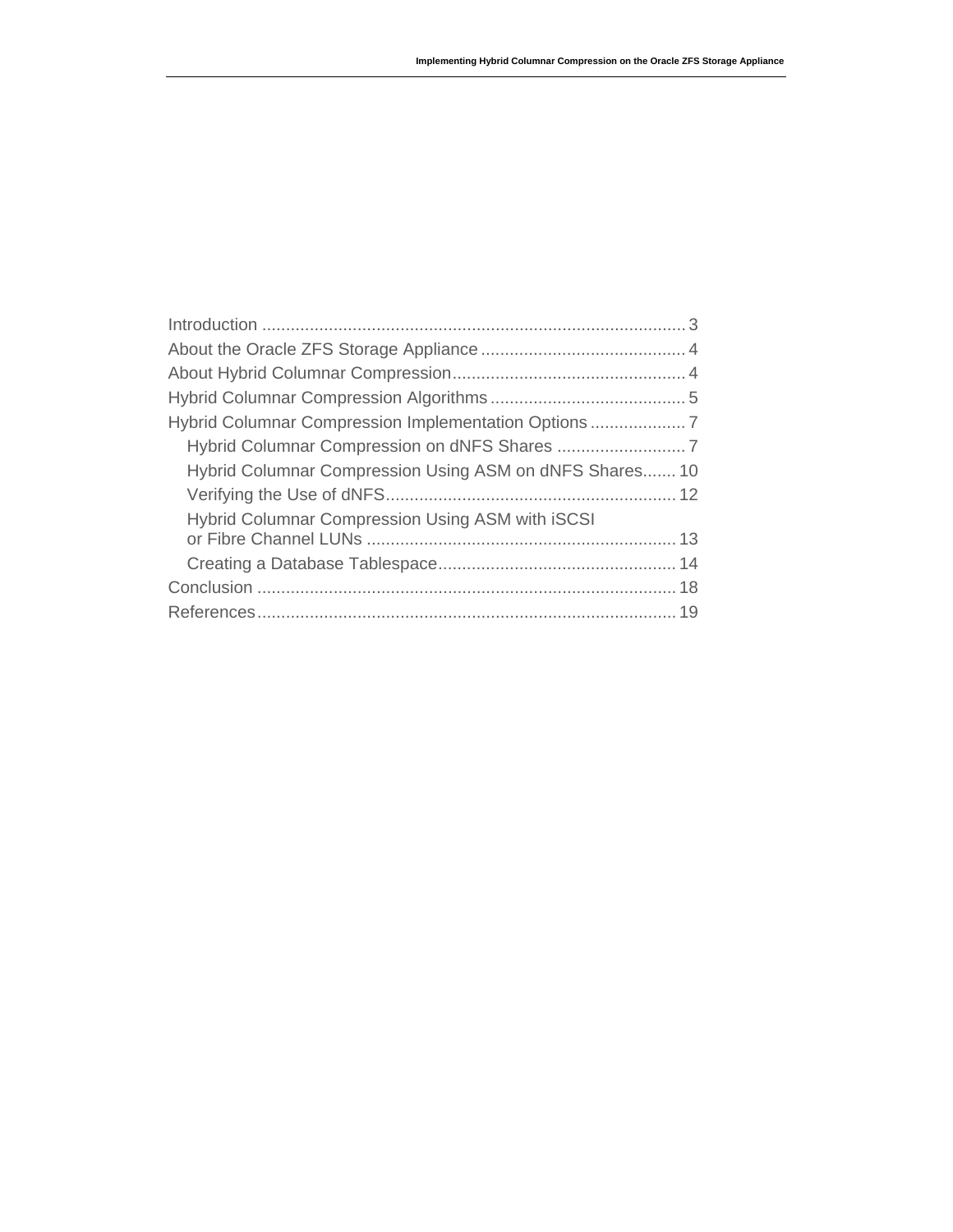Introduction ........................................................................................ 3

About the Oracle ZFS Storage Appliance ........................................... 4

About Hybrid Columnar Compression................................................ 4

Hybrid Columnar Compression Algorithms ......................................... 5

Hybrid Columnar Compression Implementation Options .................... 7

  Hybrid Columnar Compression on dNFS Shares ........................... 7

  Hybrid Columnar Compression Using ASM on dNFS Shares....... 10

  Verifying the Use of dNFS............................................................ 12

  Hybrid Columnar Compression Using ASM with iSCSI or Fibre Channel LUNs ................................................................ 13

  Creating a Database Tablespace................................................. 14

Conclusion ....................................................................................... 18

References....................................................................................... 19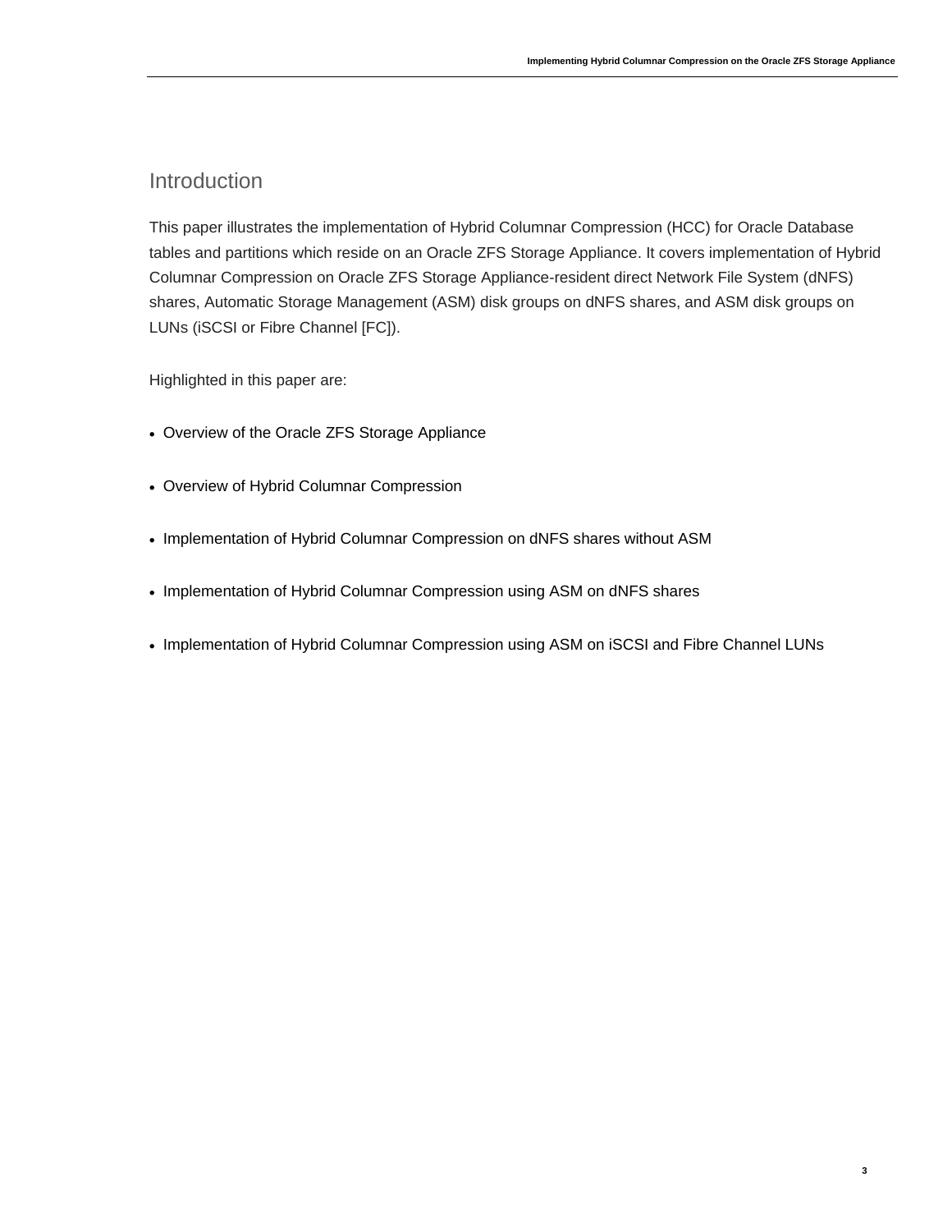## Introduction

This paper illustrates the implementation of Hybrid Columnar Compression (HCC) for Oracle Database tables and partitions which reside on an Oracle ZFS Storage Appliance. It covers implementation of Hybrid Columnar Compression on Oracle ZFS Storage Appliance-resident direct Network File System (dNFS) shares, Automatic Storage Management (ASM) disk groups on dNFS shares, and ASM disk groups on LUNs (iSCSI or Fibre Channel [FC]).

Highlighted in this paper are:

- Overview of the Oracle ZFS Storage Appliance
- Overview of Hybrid Columnar Compression
- Implementation of Hybrid Columnar Compression on dNFS shares without ASM
- Implementation of Hybrid Columnar Compression using ASM on dNFS shares
- Implementation of Hybrid Columnar Compression using ASM on iSCSI and Fibre Channel LUNs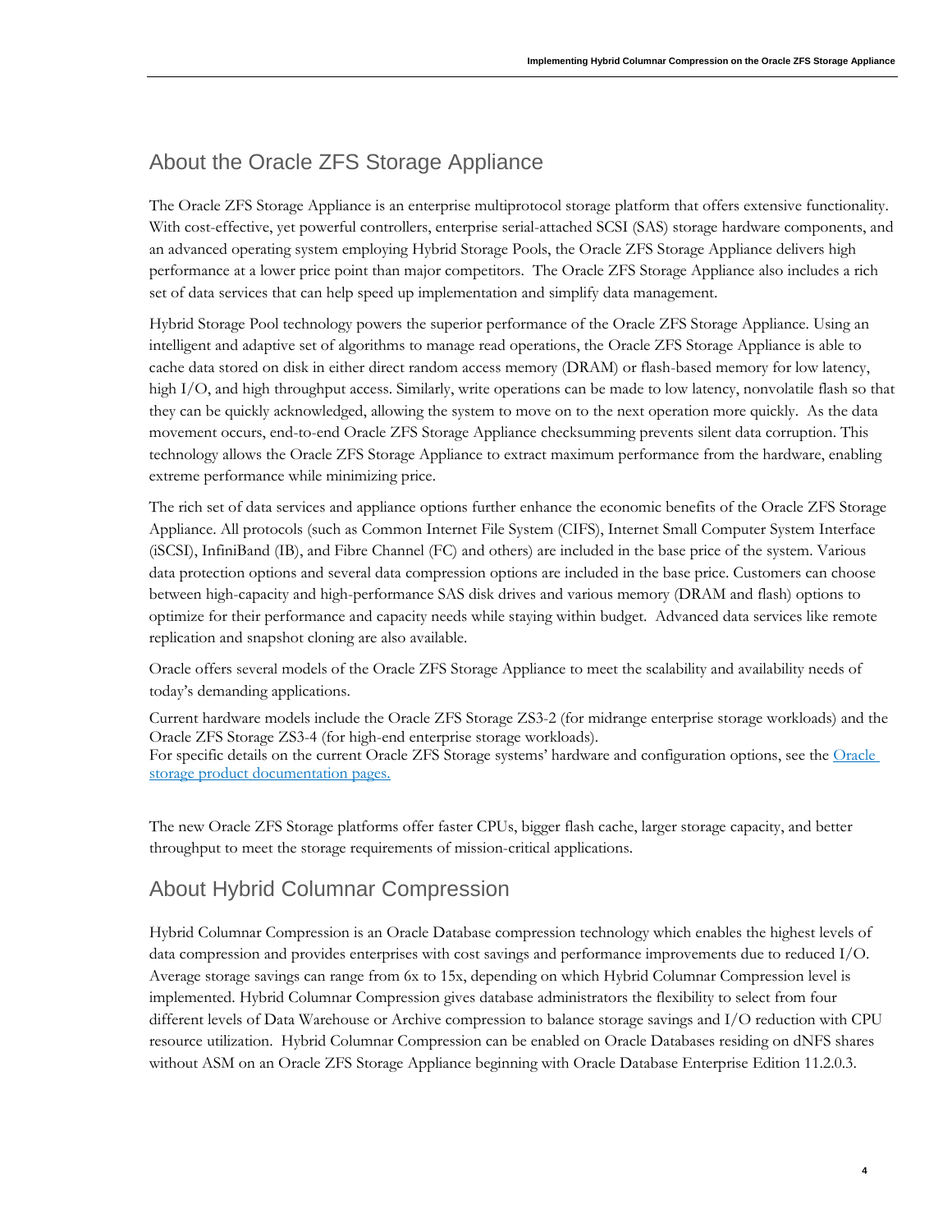## About the Oracle ZFS Storage Appliance

The Oracle ZFS Storage Appliance is an enterprise multiprotocol storage platform that offers extensive functionality. With cost-effective, yet powerful controllers, enterprise serial-attached SCSI (SAS) storage hardware components, and an advanced operating system employing Hybrid Storage Pools, the Oracle ZFS Storage Appliance delivers high performance at a lower price point than major competitors. The Oracle ZFS Storage Appliance also includes a rich set of data services that can help speed up implementation and simplify data management.

Hybrid Storage Pool technology powers the superior performance of the Oracle ZFS Storage Appliance. Using an intelligent and adaptive set of algorithms to manage read operations, the Oracle ZFS Storage Appliance is able to cache data stored on disk in either direct random access memory (DRAM) or flash-based memory for low latency, high I/O, and high throughput access. Similarly, write operations can be made to low latency, nonvolatile flash so that they can be quickly acknowledged, allowing the system to move on to the next operation more quickly. As the data movement occurs, end-to-end Oracle ZFS Storage Appliance checksumming prevents silent data corruption. This technology allows the Oracle ZFS Storage Appliance to extract maximum performance from the hardware, enabling extreme performance while minimizing price.

The rich set of data services and appliance options further enhance the economic benefits of the Oracle ZFS Storage Appliance. All protocols (such as Common Internet File System (CIFS), Internet Small Computer System Interface (iSCSI), InfiniBand (IB), and Fibre Channel (FC) and others) are included in the base price of the system. Various data protection options and several data compression options are included in the base price. Customers can choose between high-capacity and high-performance SAS disk drives and various memory (DRAM and flash) options to optimize for their performance and capacity needs while staying within budget. Advanced data services like remote replication and snapshot cloning are also available.

Oracle offers several models of the Oracle ZFS Storage Appliance to meet the scalability and availability needs of today's demanding applications.

Current hardware models include the Oracle ZFS Storage ZS3-2 (for midrange enterprise storage workloads) and the Oracle ZFS Storage ZS3-4 (for high-end enterprise storage workloads).
For specific details on the current Oracle ZFS Storage systems' hardware and configuration options, see the Oracle storage product documentation pages.

The new Oracle ZFS Storage platforms offer faster CPUs, bigger flash cache, larger storage capacity, and better throughput to meet the storage requirements of mission-critical applications.

## About Hybrid Columnar Compression

Hybrid Columnar Compression is an Oracle Database compression technology which enables the highest levels of data compression and provides enterprises with cost savings and performance improvements due to reduced I/O. Average storage savings can range from 6x to 15x, depending on which Hybrid Columnar Compression level is implemented. Hybrid Columnar Compression gives database administrators the flexibility to select from four different levels of Data Warehouse or Archive compression to balance storage savings and I/O reduction with CPU resource utilization. Hybrid Columnar Compression can be enabled on Oracle Databases residing on dNFS shares without ASM on an Oracle ZFS Storage Appliance beginning with Oracle Database Enterprise Edition 11.2.0.3.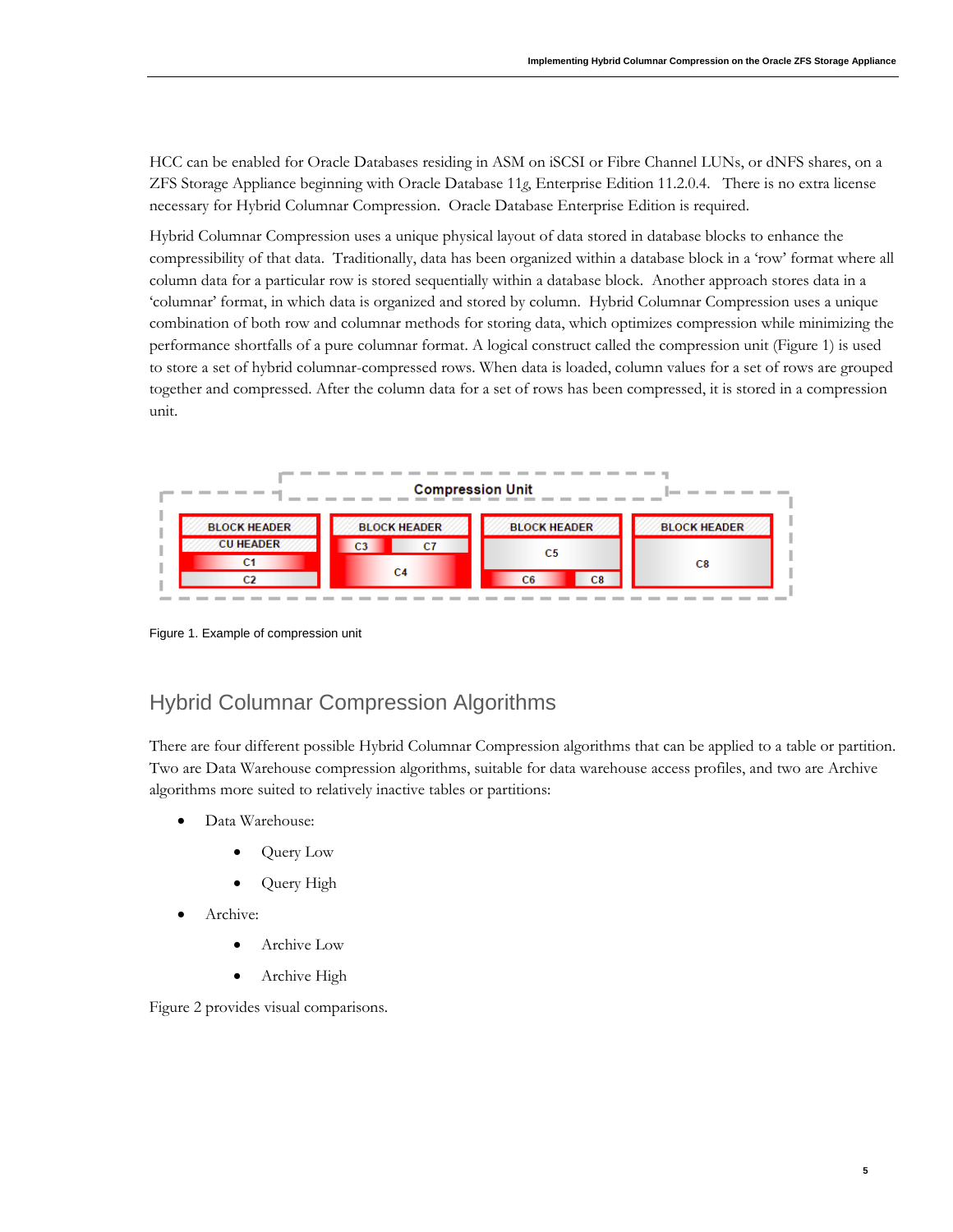HCC can be enabled for Oracle Databases residing in ASM on iSCSI or Fibre Channel LUNs, or dNFS shares, on a ZFS Storage Appliance beginning with Oracle Database 11*g*, Enterprise Edition 11.2.0.4. There is no extra license necessary for Hybrid Columnar Compression. Oracle Database Enterprise Edition is required.

Hybrid Columnar Compression uses a unique physical layout of data stored in database blocks to enhance the compressibility of that data. Traditionally, data has been organized within a database block in a 'row' format where all column data for a particular row is stored sequentially within a database block. Another approach stores data in a 'columnar' format, in which data is organized and stored by column. Hybrid Columnar Compression uses a unique combination of both row and columnar methods for storing data, which optimizes compression while minimizing the performance shortfalls of a pure columnar format. A logical construct called the compression unit (Figure 1) is used to store a set of hybrid columnar-compressed rows. When data is loaded, column values for a set of rows are grouped together and compressed. After the column data for a set of rows has been compressed, it is stored in a compression unit.

Figure 1. Example of compression unit

## Hybrid Columnar Compression Algorithms

There are four different possible Hybrid Columnar Compression algorithms that can be applied to a table or partition. Two are Data Warehouse compression algorithms, suitable for data warehouse access profiles, and two are Archive algorithms more suited to relatively inactive tables or partitions:

- Data Warehouse:
    - Query Low
    - Query High
- Archive:
    - Archive Low
    - Archive High

Figure 2 provides visual comparisons.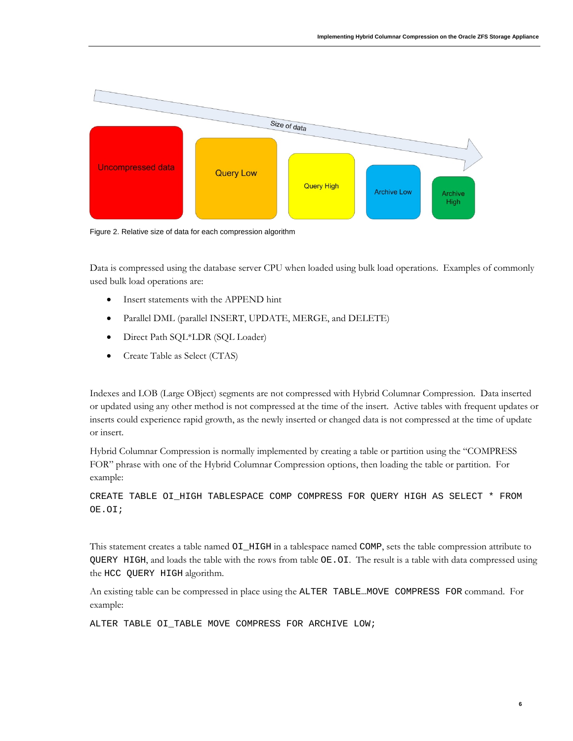Figure 2. Relative size of data for each compression algorithm

Data is compressed using the database server CPU when loaded using bulk load operations. Examples of commonly used bulk load operations are:

- Insert statements with the APPEND hint
- Parallel DML (parallel INSERT, UPDATE, MERGE, and DELETE)
- Direct Path SQL*LDR (SQL Loader)
- Create Table as Select (CTAS)

Indexes and LOB (Large OBject) segments are not compressed with Hybrid Columnar Compression. Data inserted or updated using any other method is not compressed at the time of the insert. Active tables with frequent updates or inserts could experience rapid growth, as the newly inserted or changed data is not compressed at the time of update or insert.

Hybrid Columnar Compression is normally implemented by creating a table or partition using the "COMPRESS FOR" phrase with one of the Hybrid Columnar Compression options, then loading the table or partition. For example:

```
CREATE TABLE OI_HIGH TABLESPACE COMP COMPRESS FOR QUERY HIGH AS SELECT * FROM OE.OI;
```

This statement creates a table named `OI_HIGH` in a tablespace named `COMP`, sets the table compression attribute to `QUERY HIGH`, and loads the table with the rows from table `OE.OI`. The result is a table with data compressed using the `HCC QUERY HIGH` algorithm.

An existing table can be compressed in place using the `ALTER TABLE…MOVE COMPRESS FOR` command. For example:

```
ALTER TABLE OI_TABLE MOVE COMPRESS FOR ARCHIVE LOW;
```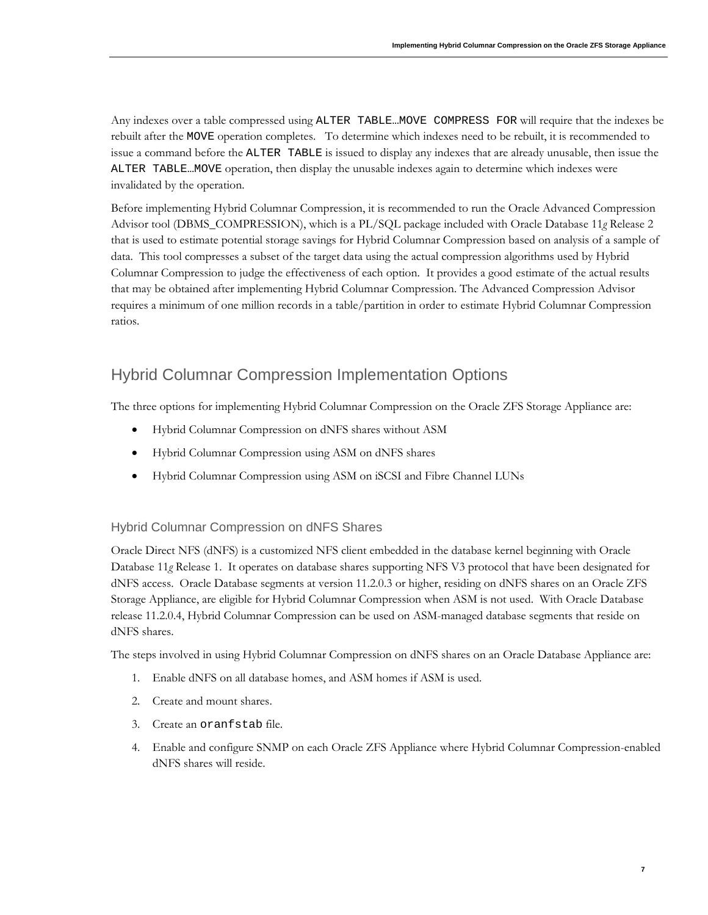Any indexes over a table compressed using `ALTER TABLE…MOVE COMPRESS FOR` will require that the indexes be rebuilt after the `MOVE` operation completes. To determine which indexes need to be rebuilt, it is recommended to issue a command before the `ALTER TABLE` is issued to display any indexes that are already unusable, then issue the `ALTER TABLE…MOVE` operation, then display the unusable indexes again to determine which indexes were invalidated by the operation.

Before implementing Hybrid Columnar Compression, it is recommended to run the Oracle Advanced Compression Advisor tool (DBMS_COMPRESSION), which is a PL/SQL package included with Oracle Database 11*g* Release 2 that is used to estimate potential storage savings for Hybrid Columnar Compression based on analysis of a sample of data. This tool compresses a subset of the target data using the actual compression algorithms used by Hybrid Columnar Compression to judge the effectiveness of each option. It provides a good estimate of the actual results that may be obtained after implementing Hybrid Columnar Compression. The Advanced Compression Advisor requires a minimum of one million records in a table/partition in order to estimate Hybrid Columnar Compression ratios.

## Hybrid Columnar Compression Implementation Options

The three options for implementing Hybrid Columnar Compression on the Oracle ZFS Storage Appliance are:

- Hybrid Columnar Compression on dNFS shares without ASM
- Hybrid Columnar Compression using ASM on dNFS shares
- Hybrid Columnar Compression using ASM on iSCSI and Fibre Channel LUNs

### Hybrid Columnar Compression on dNFS Shares

Oracle Direct NFS (dNFS) is a customized NFS client embedded in the database kernel beginning with Oracle Database 11*g* Release 1. It operates on database shares supporting NFS V3 protocol that have been designated for dNFS access. Oracle Database segments at version 11.2.0.3 or higher, residing on dNFS shares on an Oracle ZFS Storage Appliance, are eligible for Hybrid Columnar Compression when ASM is not used. With Oracle Database release 11.2.0.4, Hybrid Columnar Compression can be used on ASM-managed database segments that reside on dNFS shares.

The steps involved in using Hybrid Columnar Compression on dNFS shares on an Oracle Database Appliance are:

1. Enable dNFS on all database homes, and ASM homes if ASM is used.
2. Create and mount shares.
3. Create an `oranfstab` file.
4. Enable and configure SNMP on each Oracle ZFS Appliance where Hybrid Columnar Compression-enabled dNFS shares will reside.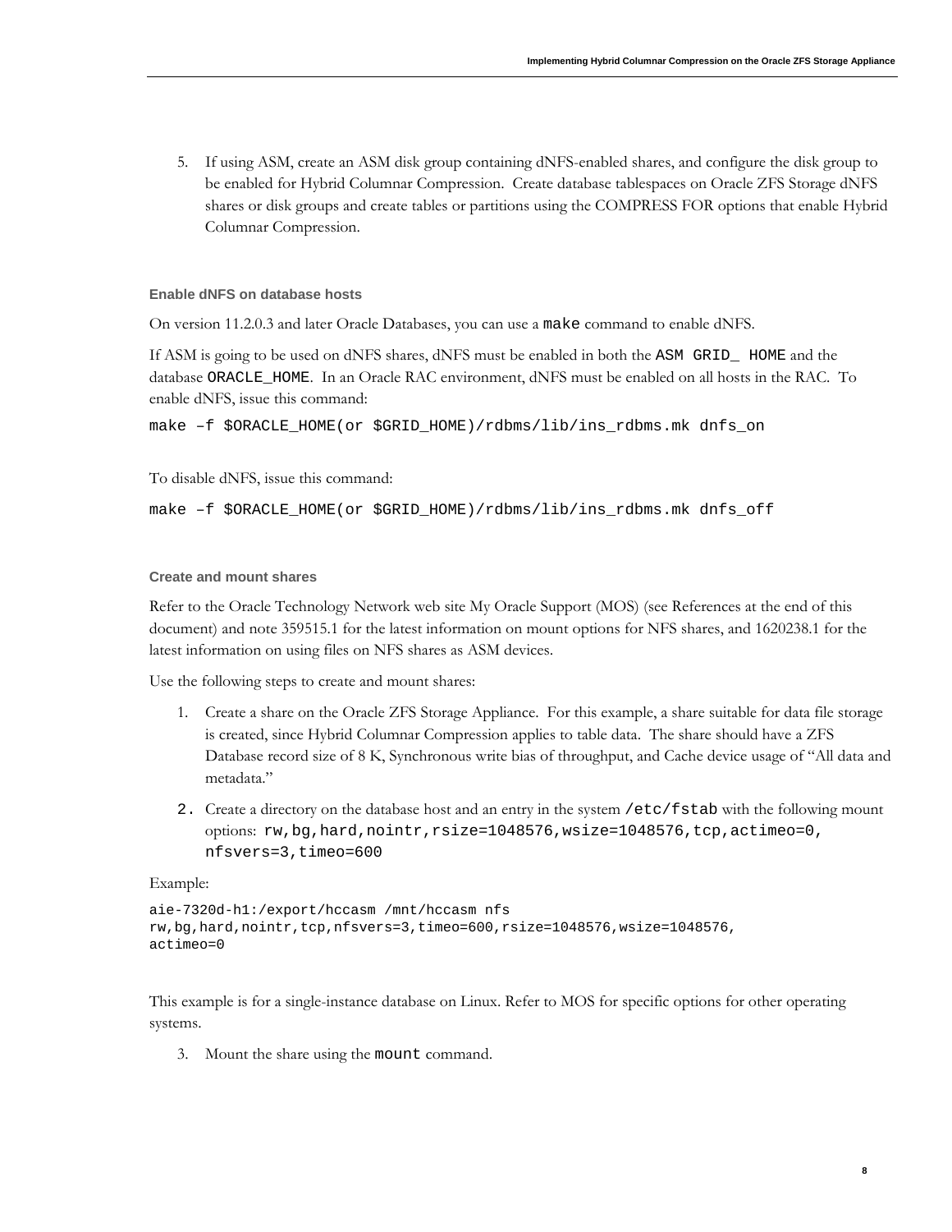5. If using ASM, create an ASM disk group containing dNFS-enabled shares, and configure the disk group to be enabled for Hybrid Columnar Compression. Create database tablespaces on Oracle ZFS Storage dNFS shares or disk groups and create tables or partitions using the COMPRESS FOR options that enable Hybrid Columnar Compression.

#### Enable dNFS on database hosts

On version 11.2.0.3 and later Oracle Databases, you can use a `make` command to enable dNFS.

If ASM is going to be used on dNFS shares, dNFS must be enabled in both the `ASM GRID_ HOME` and the database `ORACLE_HOME`. In an Oracle RAC environment, dNFS must be enabled on all hosts in the RAC. To enable dNFS, issue this command:

```
make –f $ORACLE_HOME(or $GRID_HOME)/rdbms/lib/ins_rdbms.mk dnfs_on
```

To disable dNFS, issue this command:

```
make –f $ORACLE_HOME(or $GRID_HOME)/rdbms/lib/ins_rdbms.mk dnfs_off
```

#### Create and mount shares

Refer to the Oracle Technology Network web site My Oracle Support (MOS) (see References at the end of this document) and note 359515.1 for the latest information on mount options for NFS shares, and 1620238.1 for the latest information on using files on NFS shares as ASM devices.

Use the following steps to create and mount shares:

1. Create a share on the Oracle ZFS Storage Appliance. For this example, a share suitable for data file storage is created, since Hybrid Columnar Compression applies to table data. The share should have a ZFS Database record size of 8 K, Synchronous write bias of throughput, and Cache device usage of "All data and metadata."
2. Create a directory on the database host and an entry in the system `/etc/fstab` with the following mount options: `rw,bg,hard,nointr,rsize=1048576,wsize=1048576,tcp,actimeo=0, nfsvers=3,timeo=600`

Example:

```
aie-7320d-h1:/export/hccasm /mnt/hccasm nfs
rw,bg,hard,nointr,tcp,nfsvers=3,timeo=600,rsize=1048576,wsize=1048576,
actimeo=0
```

This example is for a single-instance database on Linux. Refer to MOS for specific options for other operating systems.

3. Mount the share using the `mount` command.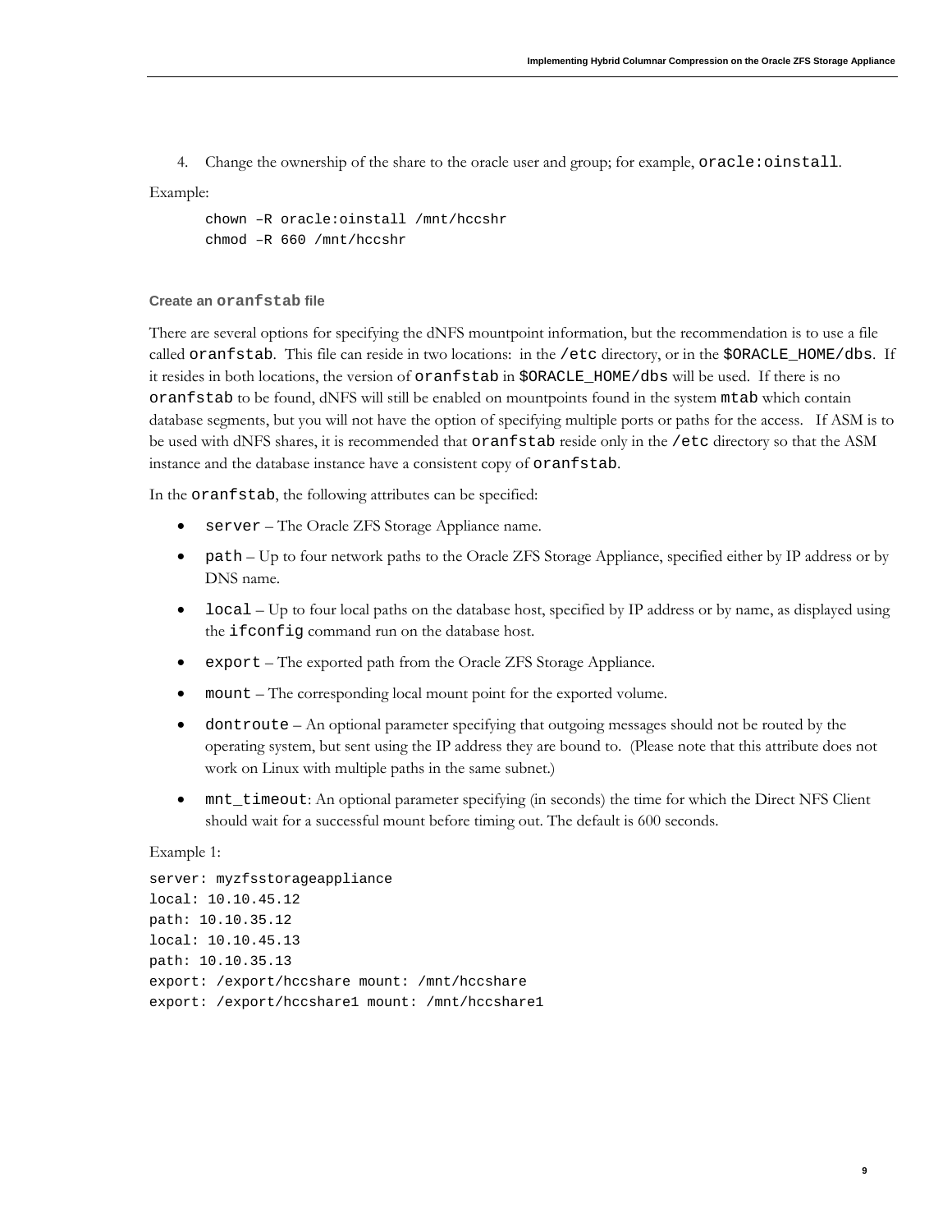4. Change the ownership of the share to the oracle user and group; for example, `oracle:oinstall`.

Example:

```
chown –R oracle:oinstall /mnt/hccshr
chmod –R 660 /mnt/hccshr
```

### Create an `oranfstab` file

There are several options for specifying the dNFS mountpoint information, but the recommendation is to use a file called `oranfstab`. This file can reside in two locations: in the `/etc` directory, or in the `$ORACLE_HOME/dbs`. If it resides in both locations, the version of `oranfstab` in `$ORACLE_HOME/dbs` will be used. If there is no `oranfstab` to be found, dNFS will still be enabled on mountpoints found in the system `mtab` which contain database segments, but you will not have the option of specifying multiple ports or paths for the access. If ASM is to be used with dNFS shares, it is recommended that `oranfstab` reside only in the `/etc` directory so that the ASM instance and the database instance have a consistent copy of `oranfstab`.

In the `oranfstab`, the following attributes can be specified:

- `server` – The Oracle ZFS Storage Appliance name.
- `path` – Up to four network paths to the Oracle ZFS Storage Appliance, specified either by IP address or by DNS name.
- `local` – Up to four local paths on the database host, specified by IP address or by name, as displayed using the `ifconfig` command run on the database host.
- `export` – The exported path from the Oracle ZFS Storage Appliance.
- `mount` – The corresponding local mount point for the exported volume.
- `dontroute` – An optional parameter specifying that outgoing messages should not be routed by the operating system, but sent using the IP address they are bound to. (Please note that this attribute does not work on Linux with multiple paths in the same subnet.)
- `mnt_timeout`: An optional parameter specifying (in seconds) the time for which the Direct NFS Client should wait for a successful mount before timing out. The default is 600 seconds.

Example 1:

```
server: myzfsstorageappliance
local: 10.10.45.12
path: 10.10.35.12
local: 10.10.45.13
path: 10.10.35.13
export: /export/hccshare mount: /mnt/hccshare
export: /export/hccshare1 mount: /mnt/hccshare1
```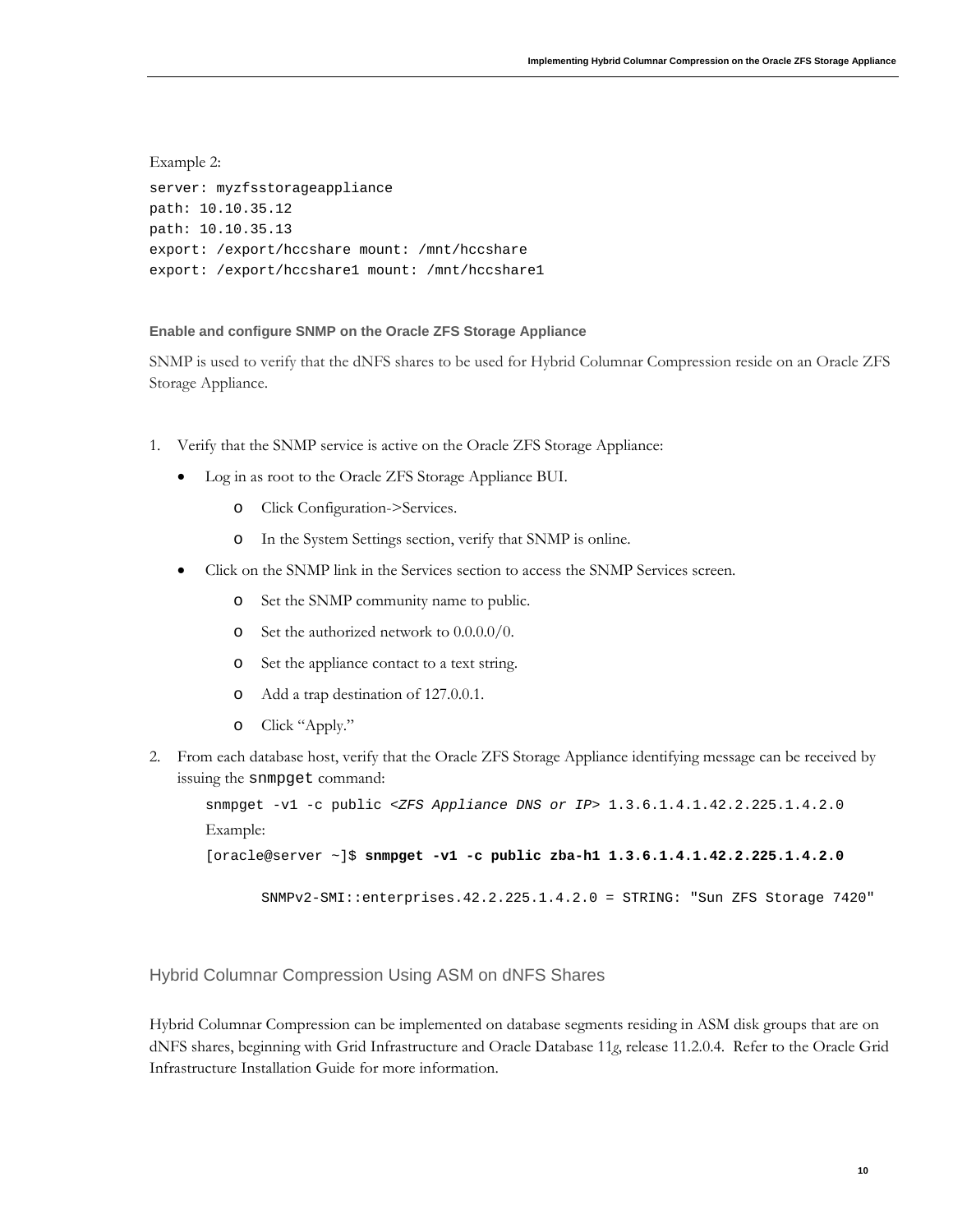Example 2:

```
server: myzfsstorageappliance
path: 10.10.35.12
path: 10.10.35.13
export: /export/hccshare mount: /mnt/hccshare
export: /export/hccshare1 mount: /mnt/hccshare1
```

#### Enable and configure SNMP on the Oracle ZFS Storage Appliance

SNMP is used to verify that the dNFS shares to be used for Hybrid Columnar Compression reside on an Oracle ZFS Storage Appliance.

1. Verify that the SNMP service is active on the Oracle ZFS Storage Appliance:
   - Log in as root to the Oracle ZFS Storage Appliance BUI.
     - Click Configuration->Services.
     - In the System Settings section, verify that SNMP is online.
   - Click on the SNMP link in the Services section to access the SNMP Services screen.
     - Set the SNMP community name to public.
     - Set the authorized network to 0.0.0.0/0.
     - Set the appliance contact to a text string.
     - Add a trap destination of 127.0.0.1.
     - Click "Apply."
2. From each database host, verify that the Oracle ZFS Storage Appliance identifying message can be received by issuing the `snmpget` command:

   ```
   snmpget -v1 -c public <ZFS Appliance DNS or IP> 1.3.6.1.4.1.42.2.225.1.4.2.0
   ```

   Example:

   ```
   [oracle@server ~]$ snmpget -v1 -c public zba-h1 1.3.6.1.4.1.42.2.225.1.4.2.0

       SNMPv2-SMI::enterprises.42.2.225.1.4.2.0 = STRING: "Sun ZFS Storage 7420"
   ```

## Hybrid Columnar Compression Using ASM on dNFS Shares

Hybrid Columnar Compression can be implemented on database segments residing in ASM disk groups that are on dNFS shares, beginning with Grid Infrastructure and Oracle Database 11*g*, release 11.2.0.4. Refer to the Oracle Grid Infrastructure Installation Guide for more information.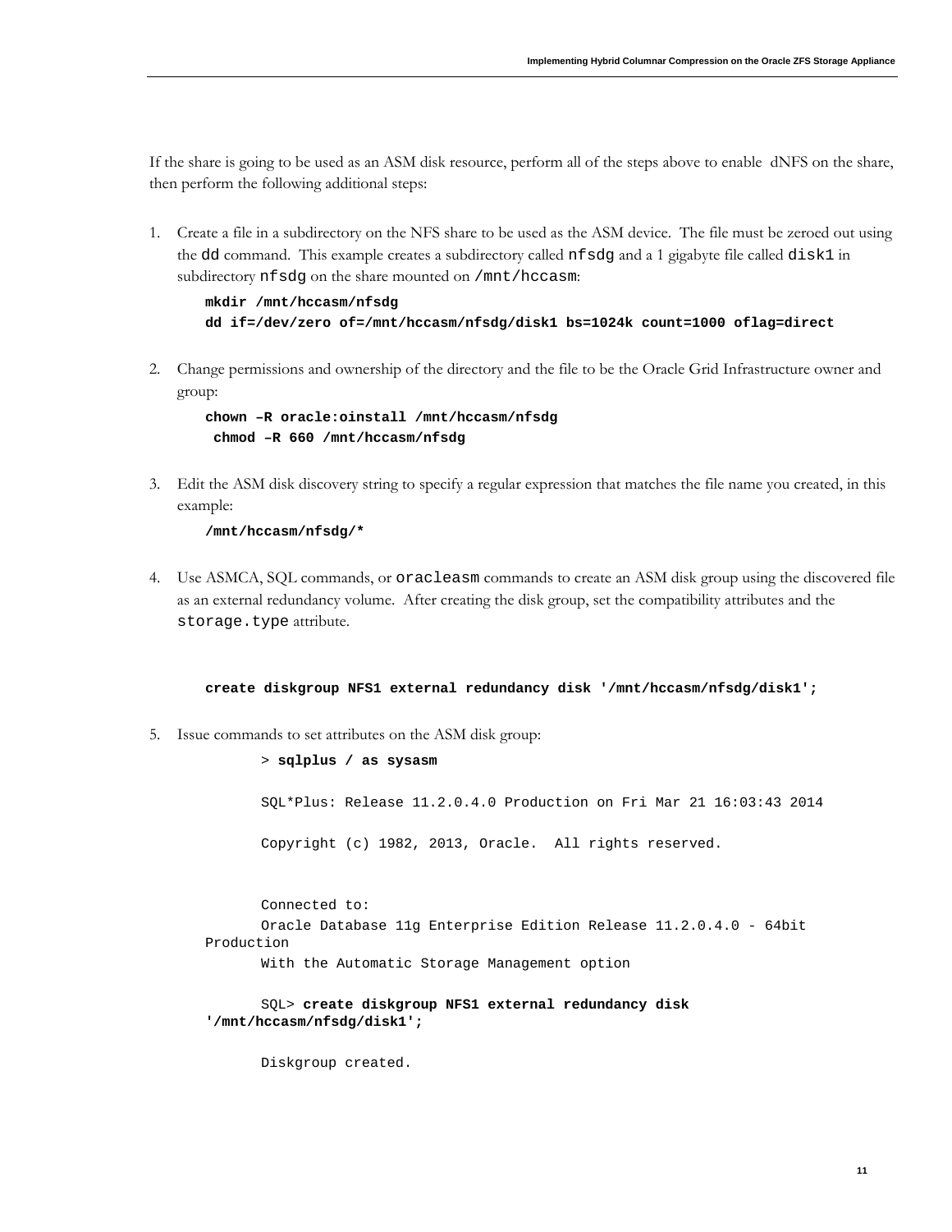If the share is going to be used as an ASM disk resource, perform all of the steps above to enable dNFS on the share, then perform the following additional steps:

1. Create a file in a subdirectory on the NFS share to be used as the ASM device. The file must be zeroed out using the `dd` command. This example creates a subdirectory called `nfsdg` and a 1 gigabyte file called `disk1` in subdirectory `nfsdg` on the share mounted on `/mnt/hccasm`:

```
mkdir /mnt/hccasm/nfsdg
dd if=/dev/zero of=/mnt/hccasm/nfsdg/disk1 bs=1024k count=1000 oflag=direct
```

2. Change permissions and ownership of the directory and the file to be the Oracle Grid Infrastructure owner and group:

```
chown –R oracle:oinstall /mnt/hccasm/nfsdg
 chmod –R 660 /mnt/hccasm/nfsdg
```

3. Edit the ASM disk discovery string to specify a regular expression that matches the file name you created, in this example:

```
/mnt/hccasm/nfsdg/*
```

4. Use ASMCA, SQL commands, or `oracleasm` commands to create an ASM disk group using the discovered file as an external redundancy volume. After creating the disk group, set the compatibility attributes and the `storage.type` attribute.

```
create diskgroup NFS1 external redundancy disk '/mnt/hccasm/nfsdg/disk1';
```

5. Issue commands to set attributes on the ASM disk group:

```
> sqlplus / as sysasm

SQL*Plus: Release 11.2.0.4.0 Production on Fri Mar 21 16:03:43 2014

Copyright (c) 1982, 2013, Oracle.  All rights reserved.


Connected to:
Oracle Database 11g Enterprise Edition Release 11.2.0.4.0 - 64bit
Production
With the Automatic Storage Management option

SQL> create diskgroup NFS1 external redundancy disk
'/mnt/hccasm/nfsdg/disk1';

Diskgroup created.
```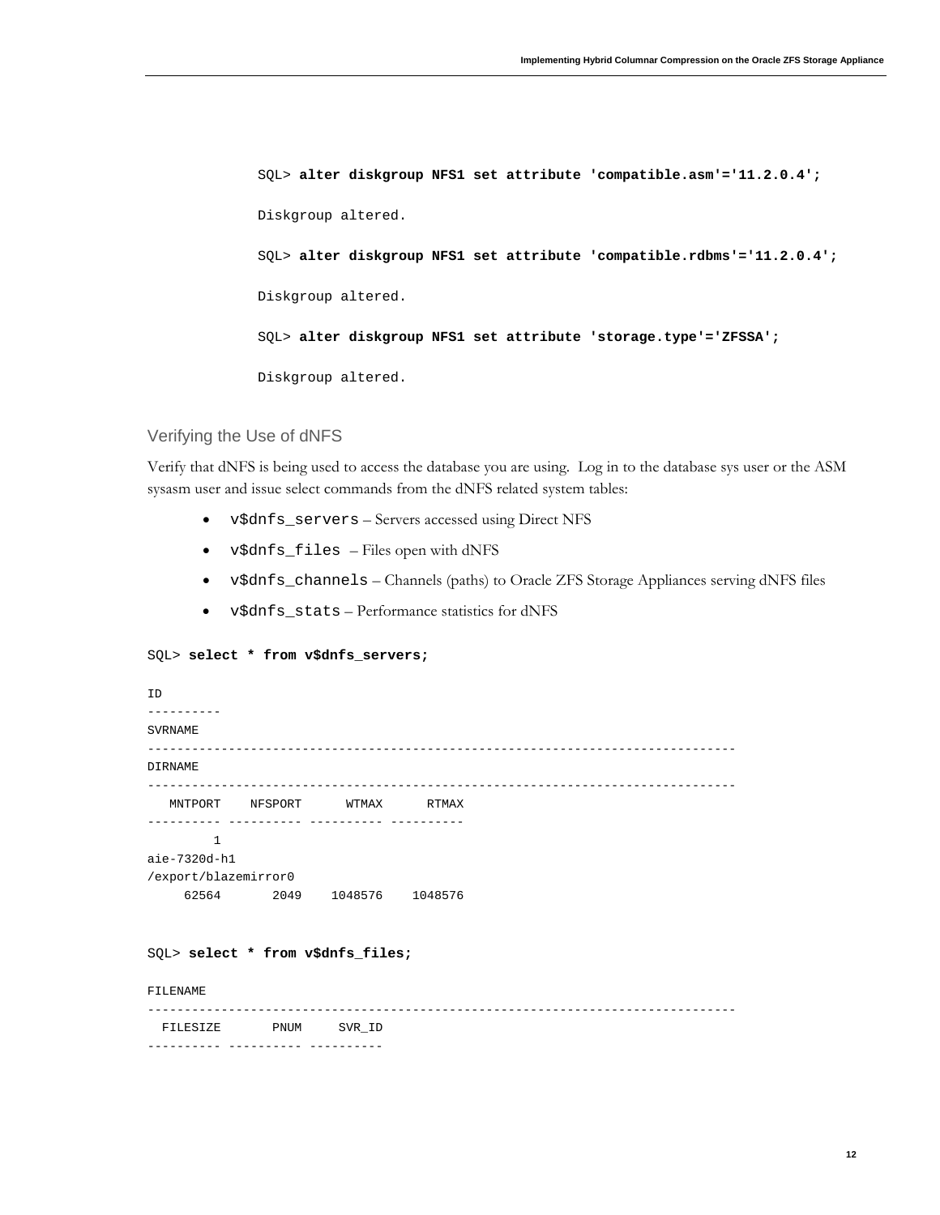```
SQL> alter diskgroup NFS1 set attribute 'compatible.asm'='11.2.0.4';

Diskgroup altered.

SQL> alter diskgroup NFS1 set attribute 'compatible.rdbms'='11.2.0.4';

Diskgroup altered.

SQL> alter diskgroup NFS1 set attribute 'storage.type'='ZFSSA';

Diskgroup altered.
```

## Verifying the Use of dNFS

Verify that dNFS is being used to access the database you are using. Log in to the database sys user or the ASM sysasm user and issue select commands from the dNFS related system tables:

- `v$dnfs_servers` – Servers accessed using Direct NFS
- `v$dnfs_files` – Files open with dNFS
- `v$dnfs_channels` – Channels (paths) to Oracle ZFS Storage Appliances serving dNFS files
- `v$dnfs_stats` – Performance statistics for dNFS

```
SQL> select * from v$dnfs_servers;

ID
----------
SVRNAME
--------------------------------------------------------------------------------
DIRNAME
--------------------------------------------------------------------------------
   MNTPORT    NFSPORT      WTMAX      RTMAX
---------- ---------- ---------- ----------
         1
aie-7320d-h1
/export/blazemirror0
     62564       2049    1048576    1048576


SQL> select * from v$dnfs_files;

FILENAME
--------------------------------------------------------------------------------
  FILESIZE       PNUM     SVR_ID
---------- ---------- ----------
```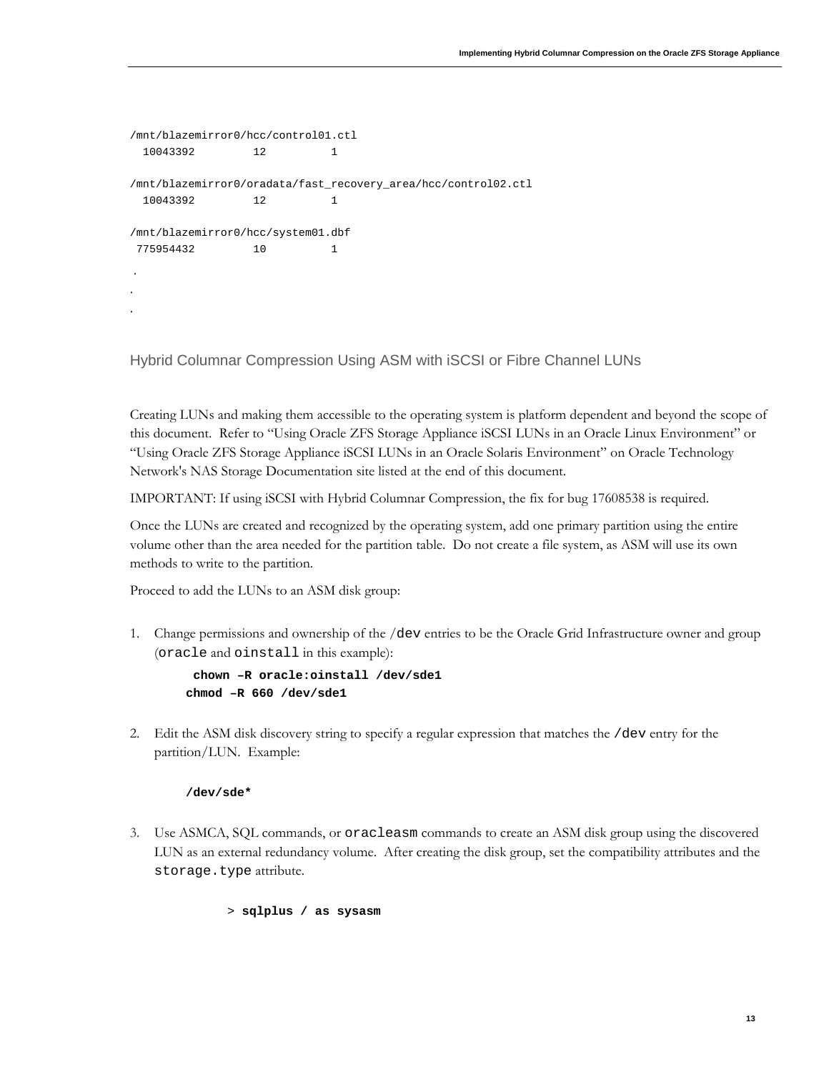```
/mnt/blazemirror0/hcc/control01.ctl
  10043392         12          1

/mnt/blazemirror0/oradata/fast_recovery_area/hcc/control02.ctl
  10043392         12          1

/mnt/blazemirror0/hcc/system01.dbf
 775954432         10          1
.
.
.
```

## Hybrid Columnar Compression Using ASM with iSCSI or Fibre Channel LUNs

Creating LUNs and making them accessible to the operating system is platform dependent and beyond the scope of this document. Refer to "Using Oracle ZFS Storage Appliance iSCSI LUNs in an Oracle Linux Environment" or "Using Oracle ZFS Storage Appliance iSCSI LUNs in an Oracle Solaris Environment" on Oracle Technology Network's NAS Storage Documentation site listed at the end of this document.

IMPORTANT: If using iSCSI with Hybrid Columnar Compression, the fix for bug 17608538 is required.

Once the LUNs are created and recognized by the operating system, add one primary partition using the entire volume other than the area needed for the partition table. Do not create a file system, as ASM will use its own methods to write to the partition.

Proceed to add the LUNs to an ASM disk group:

1. Change permissions and ownership of the `/dev` entries to be the Oracle Grid Infrastructure owner and group (`oracle` and `oinstall` in this example):

   ```
   chown –R oracle:oinstall /dev/sde1
   chmod –R 660 /dev/sde1
   ```

2. Edit the ASM disk discovery string to specify a regular expression that matches the `/dev` entry for the partition/LUN. Example:

   ```
   /dev/sde*
   ```

3. Use ASMCA, SQL commands, or `oracleasm` commands to create an ASM disk group using the discovered LUN as an external redundancy volume. After creating the disk group, set the compatibility attributes and the `storage.type` attribute.

   ```
   > sqlplus / as sysasm
   ```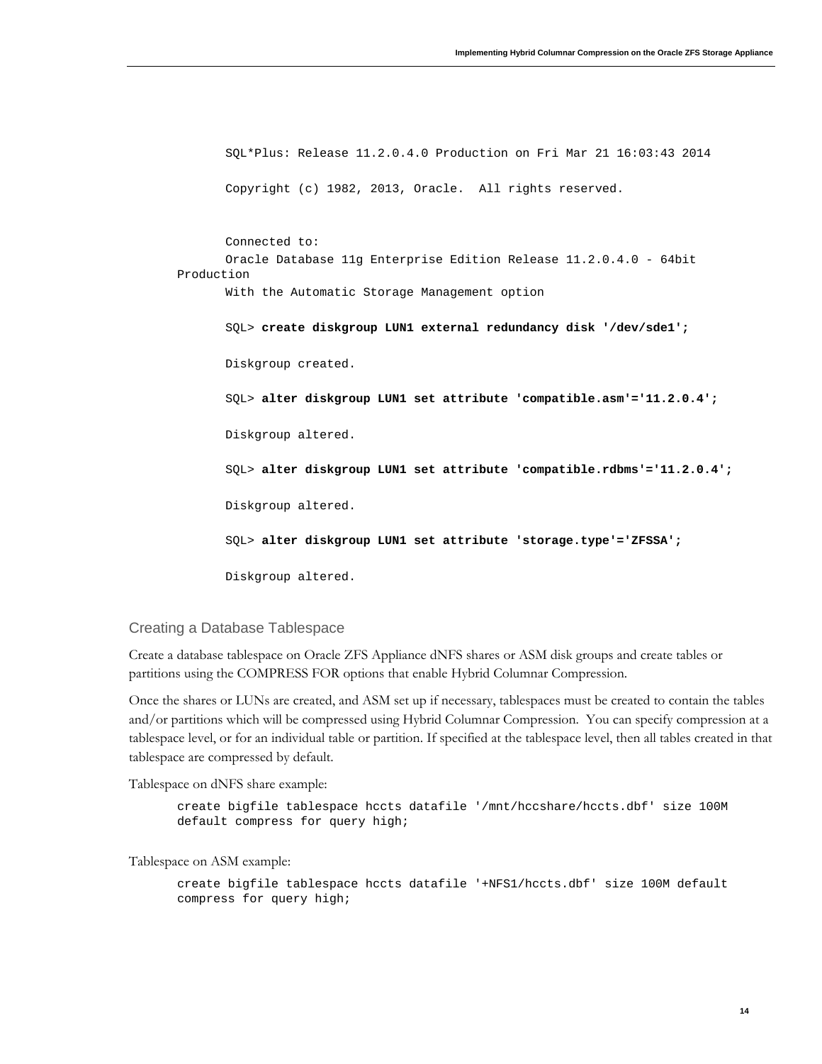```
SQL*Plus: Release 11.2.0.4.0 Production on Fri Mar 21 16:03:43 2014

Copyright (c) 1982, 2013, Oracle.  All rights reserved.


Connected to:
Oracle Database 11g Enterprise Edition Release 11.2.0.4.0 - 64bit
Production
With the Automatic Storage Management option

SQL> create diskgroup LUN1 external redundancy disk '/dev/sde1';

Diskgroup created.

SQL> alter diskgroup LUN1 set attribute 'compatible.asm'='11.2.0.4';

Diskgroup altered.

SQL> alter diskgroup LUN1 set attribute 'compatible.rdbms'='11.2.0.4';

Diskgroup altered.

SQL> alter diskgroup LUN1 set attribute 'storage.type'='ZFSSA';

Diskgroup altered.
```

### Creating a Database Tablespace

Create a database tablespace on Oracle ZFS Appliance dNFS shares or ASM disk groups and create tables or partitions using the COMPRESS FOR options that enable Hybrid Columnar Compression.

Once the shares or LUNs are created, and ASM set up if necessary, tablespaces must be created to contain the tables and/or partitions which will be compressed using Hybrid Columnar Compression. You can specify compression at a tablespace level, or for an individual table or partition. If specified at the tablespace level, then all tables created in that tablespace are compressed by default.

Tablespace on dNFS share example:

```
create bigfile tablespace hccts datafile '/mnt/hccshare/hccts.dbf' size 100M
default compress for query high;
```

Tablespace on ASM example:

```
create bigfile tablespace hccts datafile '+NFS1/hccts.dbf' size 100M default
compress for query high;
```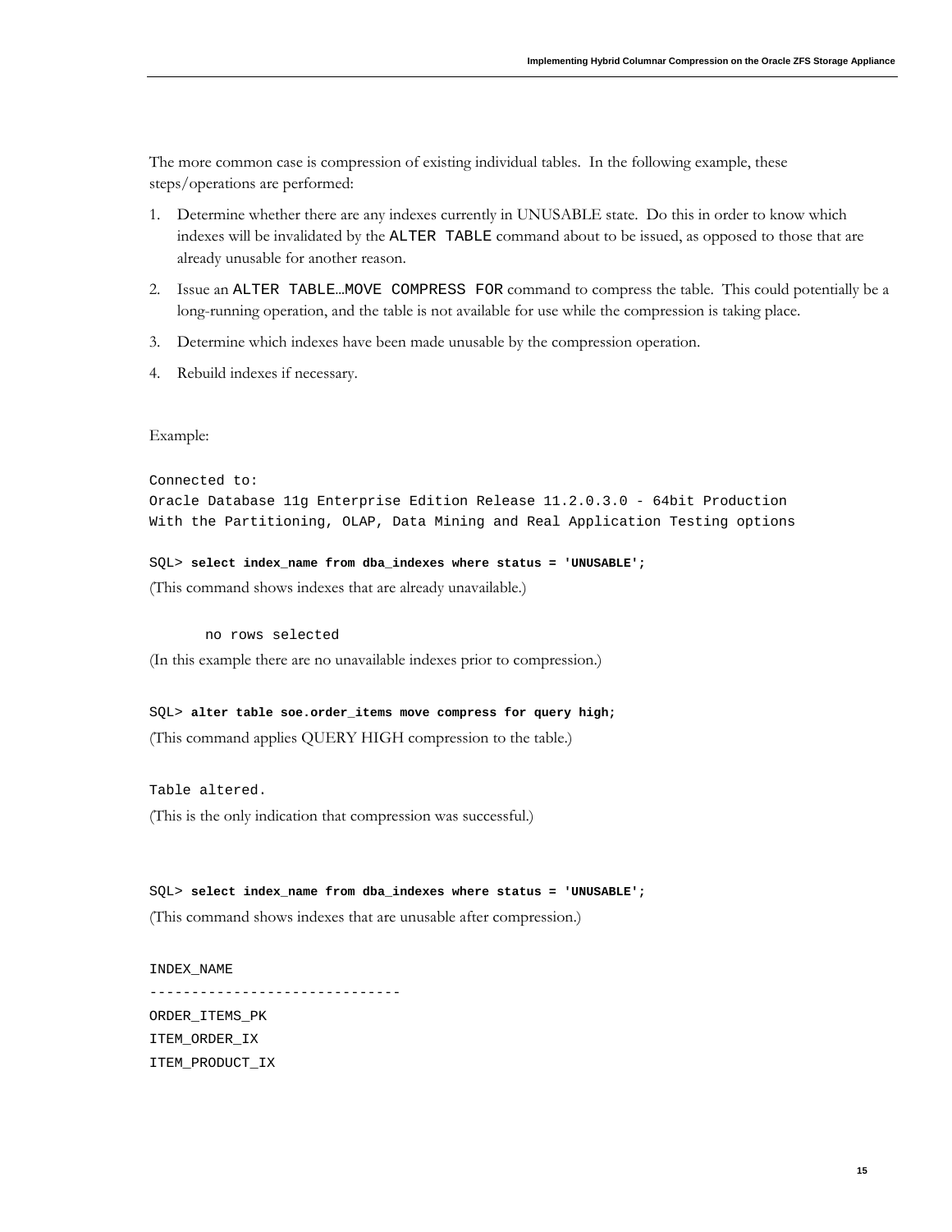The more common case is compression of existing individual tables. In the following example, these steps/operations are performed:

1. Determine whether there are any indexes currently in UNUSABLE state. Do this in order to know which indexes will be invalidated by the `ALTER TABLE` command about to be issued, as opposed to those that are already unusable for another reason.
2. Issue an `ALTER TABLE…MOVE COMPRESS FOR` command to compress the table. This could potentially be a long-running operation, and the table is not available for use while the compression is taking place.
3. Determine which indexes have been made unusable by the compression operation.
4. Rebuild indexes if necessary.

Example:

```
Connected to:
Oracle Database 11g Enterprise Edition Release 11.2.0.3.0 - 64bit Production
With the Partitioning, OLAP, Data Mining and Real Application Testing options
```

```
SQL> select index_name from dba_indexes where status = 'UNUSABLE';
```

(This command shows indexes that are already unavailable.)

```
       no rows selected
```

(In this example there are no unavailable indexes prior to compression.)

```
SQL> alter table soe.order_items move compress for query high;
```

(This command applies QUERY HIGH compression to the table.)

```
Table altered.
```

(This is the only indication that compression was successful.)

```
SQL> select index_name from dba_indexes where status = 'UNUSABLE';
```

(This command shows indexes that are unusable after compression.)

```
INDEX_NAME
------------------------------
ORDER_ITEMS_PK
ITEM_ORDER_IX
ITEM_PRODUCT_IX
```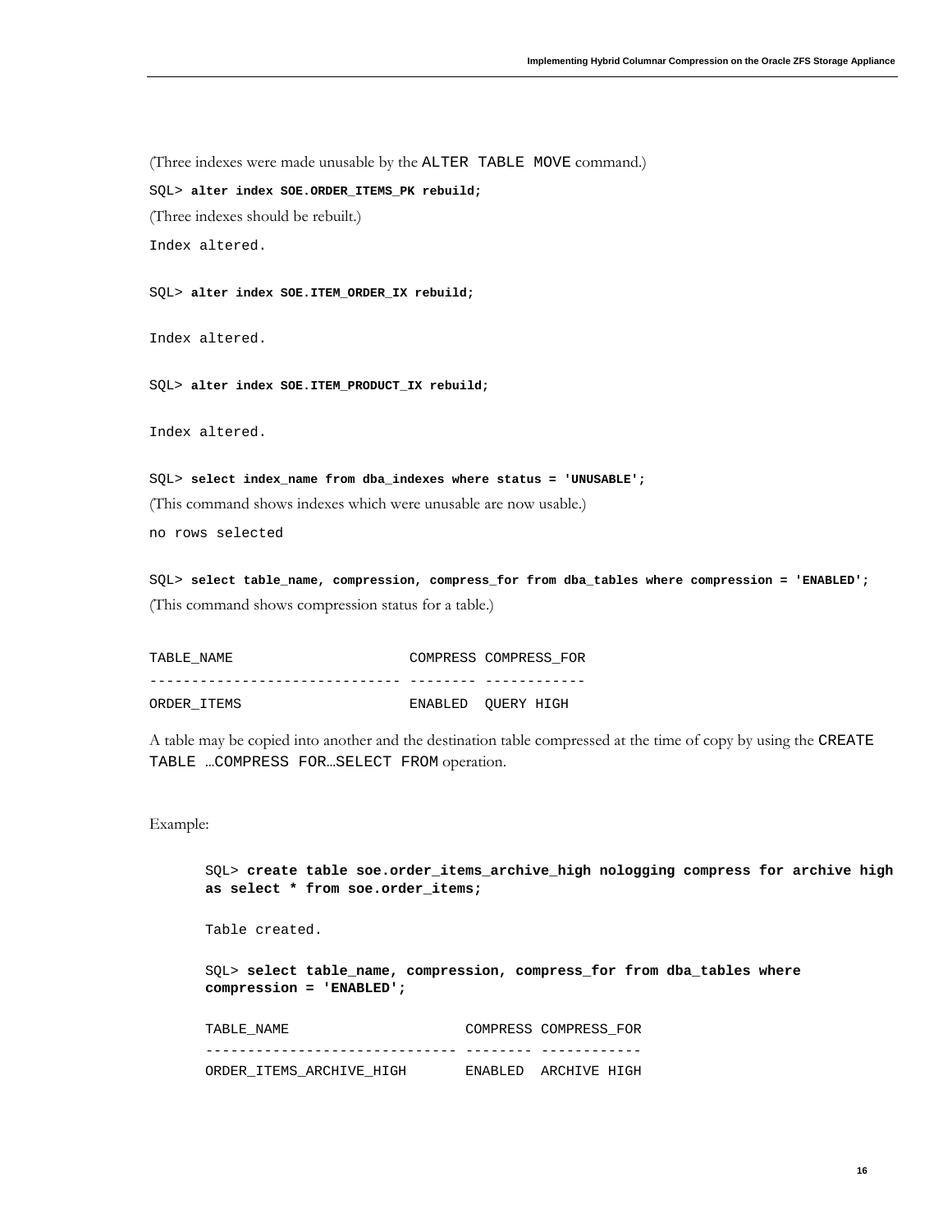(Three indexes were made unusable by the `ALTER TABLE MOVE` command.)

```
SQL> alter index SOE.ORDER_ITEMS_PK rebuild;
```

(Three indexes should be rebuilt.)

```
Index altered.

SQL> alter index SOE.ITEM_ORDER_IX rebuild;

Index altered.

SQL> alter index SOE.ITEM_PRODUCT_IX rebuild;

Index altered.

SQL> select index_name from dba_indexes where status = 'UNUSABLE';
```

(This command shows indexes which were unusable are now usable.)

```
no rows selected

SQL> select table_name, compression, compress_for from dba_tables where compression = 'ENABLED';
```

(This command shows compression status for a table.)

```
TABLE_NAME                     COMPRESS COMPRESS_FOR
------------------------------ -------- ------------
ORDER_ITEMS                    ENABLED  QUERY HIGH
```

A table may be copied into another and the destination table compressed at the time of copy by using the `CREATE TABLE …COMPRESS FOR…SELECT FROM` operation.

Example:

```
SQL> create table soe.order_items_archive_high nologging compress for archive high
as select * from soe.order_items;

Table created.

SQL> select table_name, compression, compress_for from dba_tables where
compression = 'ENABLED';

TABLE_NAME                     COMPRESS COMPRESS_FOR
------------------------------ -------- ------------
ORDER_ITEMS_ARCHIVE_HIGH       ENABLED  ARCHIVE HIGH
```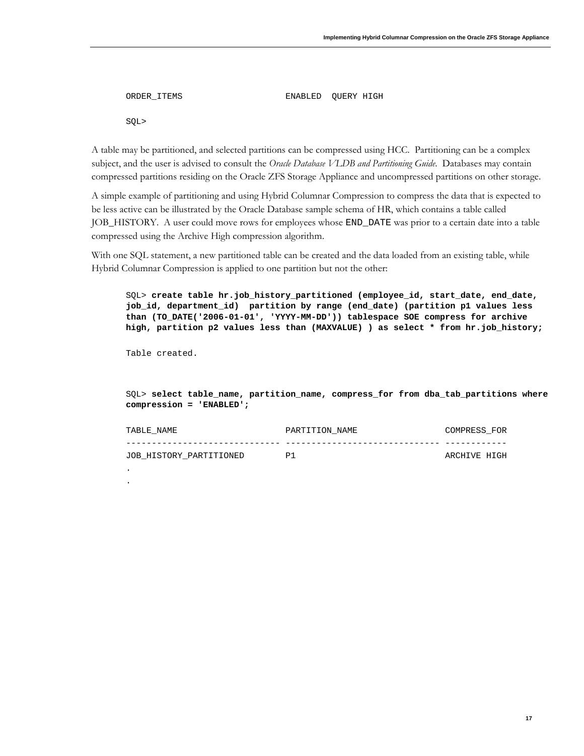```
ORDER_ITEMS                    ENABLED  QUERY HIGH

SQL>
```

A table may be partitioned, and selected partitions can be compressed using HCC. Partitioning can be a complex subject, and the user is advised to consult the *Oracle Database VLDB and Partitioning Guide*. Databases may contain compressed partitions residing on the Oracle ZFS Storage Appliance and uncompressed partitions on other storage.

A simple example of partitioning and using Hybrid Columnar Compression to compress the data that is expected to be less active can be illustrated by the Oracle Database sample schema of HR, which contains a table called JOB_HISTORY. A user could move rows for employees whose `END_DATE` was prior to a certain date into a table compressed using the Archive High compression algorithm.

With one SQL statement, a new partitioned table can be created and the data loaded from an existing table, while Hybrid Columnar Compression is applied to one partition but not the other:

```
SQL> create table hr.job_history_partitioned (employee_id, start_date, end_date,
job_id, department_id)  partition by range (end_date) (partition p1 values less
than (TO_DATE('2006-01-01', 'YYYY-MM-DD')) tablespace SOE compress for archive
high, partition p2 values less than (MAXVALUE) ) as select * from hr.job_history;

Table created.


SQL> select table_name, partition_name, compress_for from dba_tab_partitions where
compression = 'ENABLED';

TABLE_NAME                     PARTITION_NAME                 COMPRESS_FOR
------------------------------ ------------------------------ ------------
JOB_HISTORY_PARTITIONED        P1                             ARCHIVE HIGH
.
.
```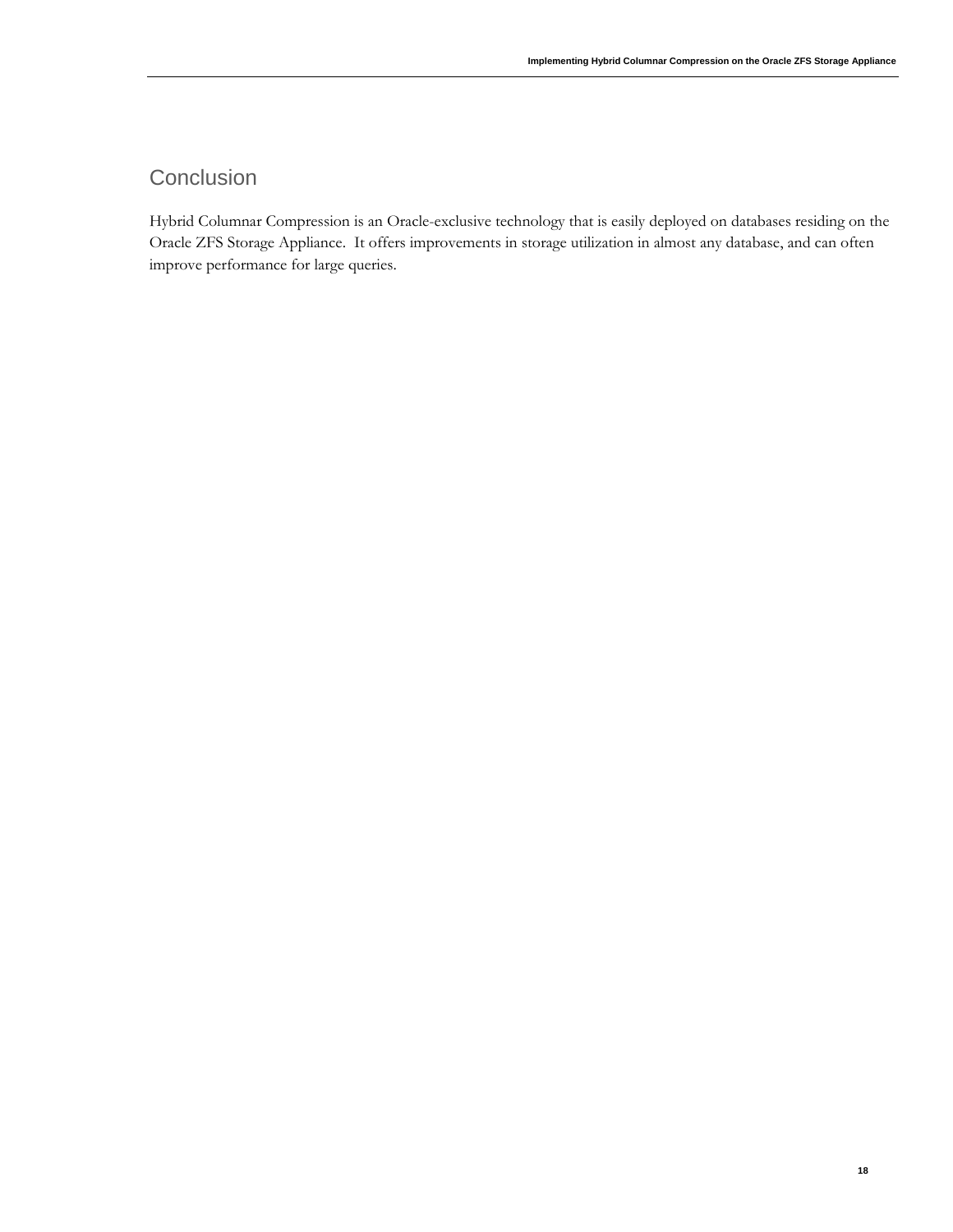## Conclusion

Hybrid Columnar Compression is an Oracle-exclusive technology that is easily deployed on databases residing on the Oracle ZFS Storage Appliance. It offers improvements in storage utilization in almost any database, and can often improve performance for large queries.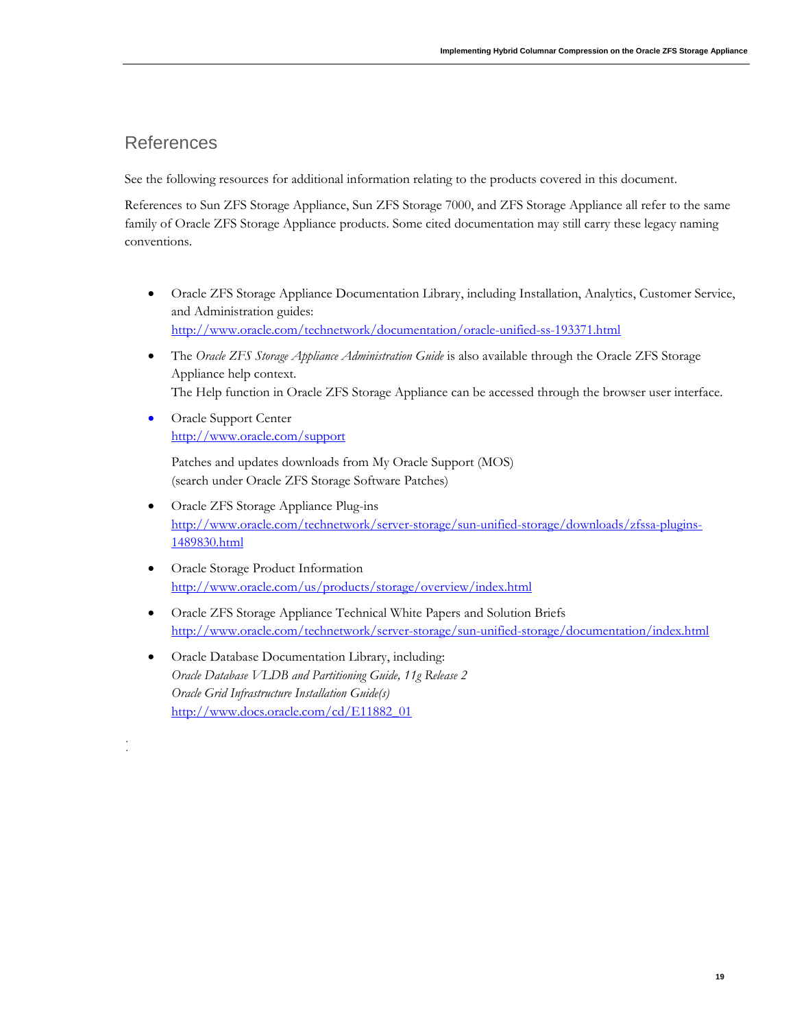## References

See the following resources for additional information relating to the products covered in this document.

References to Sun ZFS Storage Appliance, Sun ZFS Storage 7000, and ZFS Storage Appliance all refer to the same family of Oracle ZFS Storage Appliance products. Some cited documentation may still carry these legacy naming conventions.

- Oracle ZFS Storage Appliance Documentation Library, including Installation, Analytics, Customer Service, and Administration guides:
  http://www.oracle.com/technetwork/documentation/oracle-unified-ss-193371.html
- The *Oracle ZFS Storage Appliance Administration Guide* is also available through the Oracle ZFS Storage Appliance help context.
  The Help function in Oracle ZFS Storage Appliance can be accessed through the browser user interface.
- Oracle Support Center
  http://www.oracle.com/support

  Patches and updates downloads from My Oracle Support (MOS)
  (search under Oracle ZFS Storage Software Patches)
- Oracle ZFS Storage Appliance Plug-ins
  http://www.oracle.com/technetwork/server-storage/sun-unified-storage/downloads/zfssa-plugins-1489830.html
- Oracle Storage Product Information
  http://www.oracle.com/us/products/storage/overview/index.html
- Oracle ZFS Storage Appliance Technical White Papers and Solution Briefs
  http://www.oracle.com/technetwork/server-storage/sun-unified-storage/documentation/index.html
- Oracle Database Documentation Library, including:
  *Oracle Database VLDB and Partitioning Guide, 11g Release 2*
  *Oracle Grid Infrastructure Installation Guide(s)*
  http://www.docs.oracle.com/cd/E11882_01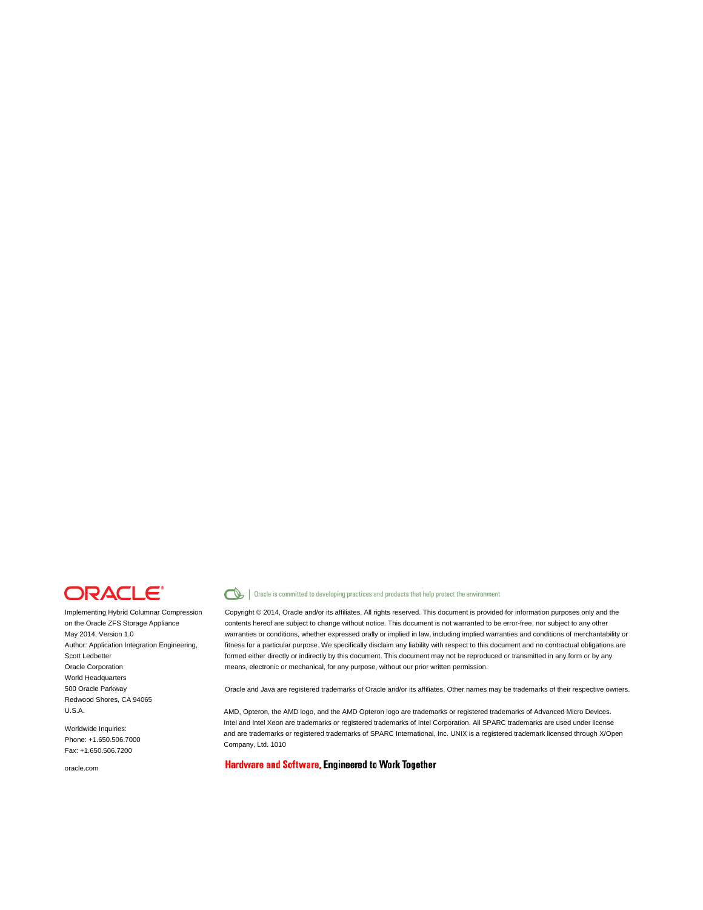ORACLE

Oracle is committed to developing practices and products that help protect the environment

Implementing Hybrid Columnar Compression on the Oracle ZFS Storage Appliance
May 2014, Version 1.0
Author: Application Integration Engineering, Scott Ledbetter
Oracle Corporation
World Headquarters
500 Oracle Parkway
Redwood Shores, CA 94065
U.S.A.

Worldwide Inquiries:
Phone: +1.650.506.7000
Fax: +1.650.506.7200

oracle.com

Copyright © 2014, Oracle and/or its affiliates. All rights reserved. This document is provided for information purposes only and the contents hereof are subject to change without notice. This document is not warranted to be error-free, nor subject to any other warranties or conditions, whether expressed orally or implied in law, including implied warranties and conditions of merchantability or fitness for a particular purpose. We specifically disclaim any liability with respect to this document and no contractual obligations are formed either directly or indirectly by this document. This document may not be reproduced or transmitted in any form or by any means, electronic or mechanical, for any purpose, without our prior written permission.

Oracle and Java are registered trademarks of Oracle and/or its affiliates. Other names may be trademarks of their respective owners.

AMD, Opteron, the AMD logo, and the AMD Opteron logo are trademarks or registered trademarks of Advanced Micro Devices. Intel and Intel Xeon are trademarks or registered trademarks of Intel Corporation. All SPARC trademarks are used under license and are trademarks or registered trademarks of SPARC International, Inc. UNIX is a registered trademark licensed through X/Open Company, Ltd. 1010

**Hardware and Software, Engineered to Work Together**